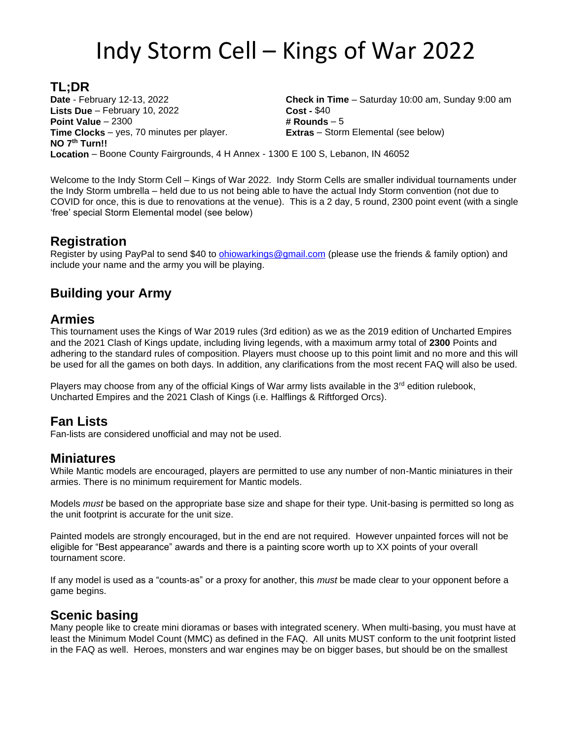# Indy Storm Cell – Kings of War 2022

## TL;DR

**Date** - February 12-13, 2022
**Lists Due** – February 10, 2022
**Point Value** – 2300
**Time Clocks** – yes, 70 minutes per player.
**NO 7th Turn!!**
**Check in Time** – Saturday 10:00 am, Sunday 9:00 am
**Cost -** $40
**# Rounds** – 5
**Extras** – Storm Elemental (see below)
**Location** – Boone County Fairgrounds, 4 H Annex - 1300 E 100 S, Lebanon, IN 46052

Welcome to the Indy Storm Cell – Kings of War 2022. Indy Storm Cells are smaller individual tournaments under the Indy Storm umbrella – held due to us not being able to have the actual Indy Storm convention (not due to COVID for once, this is due to renovations at the venue). This is a 2 day, 5 round, 2300 point event (with a single 'free' special Storm Elemental model (see below)

## Registration

Register by using PayPal to send $40 to ohiowarkings@gmail.com (please use the friends & family option) and include your name and the army you will be playing.

## Building your Army

## Armies

This tournament uses the Kings of War 2019 rules (3rd edition) as we as the 2019 edition of Uncharted Empires and the 2021 Clash of Kings update, including living legends, with a maximum army total of **2300** Points and adhering to the standard rules of composition. Players must choose up to this point limit and no more and this will be used for all the games on both days. In addition, any clarifications from the most recent FAQ will also be used.

Players may choose from any of the official Kings of War army lists available in the 3rd edition rulebook, Uncharted Empires and the 2021 Clash of Kings (i.e. Halflings & Riftforged Orcs).

## Fan Lists

Fan-lists are considered unofficial and may not be used.

## Miniatures

While Mantic models are encouraged, players are permitted to use any number of non-Mantic miniatures in their armies. There is no minimum requirement for Mantic models.

Models *must* be based on the appropriate base size and shape for their type. Unit-basing is permitted so long as the unit footprint is accurate for the unit size.

Painted models are strongly encouraged, but in the end are not required. However unpainted forces will not be eligible for "Best appearance" awards and there is a painting score worth up to XX points of your overall tournament score.

If any model is used as a "counts-as" or a proxy for another, this *must* be made clear to your opponent before a game begins.

## Scenic basing

Many people like to create mini dioramas or bases with integrated scenery. When multi-basing, you must have at least the Minimum Model Count (MMC) as defined in the FAQ. All units MUST conform to the unit footprint listed in the FAQ as well. Heroes, monsters and war engines may be on bigger bases, but should be on the smallest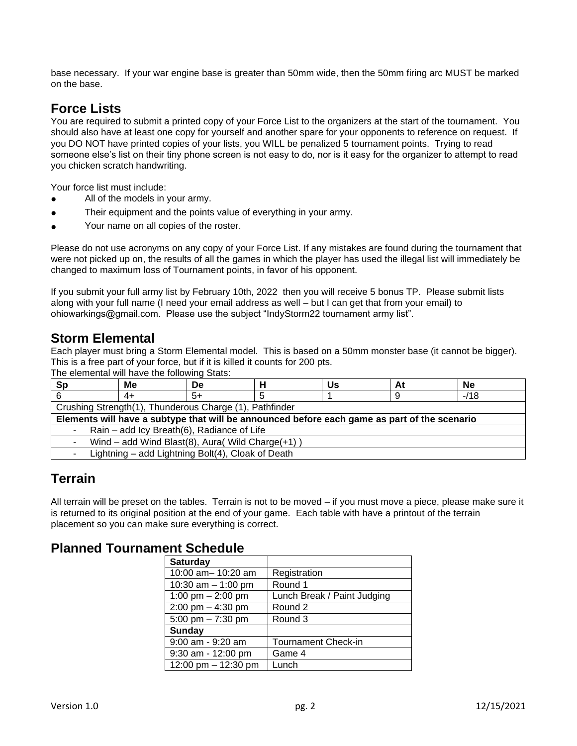base necessary. If your war engine base is greater than 50mm wide, then the 50mm firing arc MUST be marked on the base.

## Force Lists

You are required to submit a printed copy of your Force List to the organizers at the start of the tournament. You should also have at least one copy for yourself and another spare for your opponents to reference on request. If you DO NOT have printed copies of your lists, you WILL be penalized 5 tournament points. Trying to read someone else's list on their tiny phone screen is not easy to do, nor is it easy for the organizer to attempt to read you chicken scratch handwriting.

Your force list must include:

- All of the models in your army.
- Their equipment and the points value of everything in your army.
- Your name on all copies of the roster.

Please do not use acronyms on any copy of your Force List. If any mistakes are found during the tournament that were not picked up on, the results of all the games in which the player has used the illegal list will immediately be changed to maximum loss of Tournament points, in favor of his opponent.

If you submit your full army list by February 10th, 2022 then you will receive 5 bonus TP. Please submit lists along with your full name (I need your email address as well – but I can get that from your email) to ohiowarkings@gmail.com. Please use the subject "IndyStorm22 tournament army list".

## Storm Elemental

Each player must bring a Storm Elemental model. This is based on a 50mm monster base (it cannot be bigger). This is a free part of your force, but if it is killed it counts for 200 pts.

The elemental will have the following Stats:

| Sp | Me | De | H | Us | At | Ne |
|---|---|---|---|---|---|---|
| 6 | 4+ | 5+ | 5 | 1 | 9 | -/18 |
| Crushing Strength(1), Thunderous Charge (1), Pathfinder | | | | | | |
| **Elements will have a subtype that will be announced before each game as part of the scenario** | | | | | | |
| - Rain – add Icy Breath(6), Radiance of Life | | | | | | |
| - Wind – add Wind Blast(8), Aura( Wild Charge(+1) ) | | | | | | |
| - Lightning – add Lightning Bolt(4), Cloak of Death | | | | | | |

## Terrain

All terrain will be preset on the tables. Terrain is not to be moved – if you must move a piece, please make sure it is returned to its original position at the end of your game. Each table with have a printout of the terrain placement so you can make sure everything is correct.

## Planned Tournament Schedule

| **Saturday** | |
|---|---|
| 10:00 am– 10:20 am | Registration |
| 10:30 am – 1:00 pm | Round 1 |
| 1:00 pm – 2:00 pm | Lunch Break / Paint Judging |
| 2:00 pm – 4:30 pm | Round 2 |
| 5:00 pm – 7:30 pm | Round 3 |
| **Sunday** | |
| 9:00 am - 9:20 am | Tournament Check-in |
| 9:30 am - 12:00 pm | Game 4 |
| 12:00 pm – 12:30 pm | Lunch |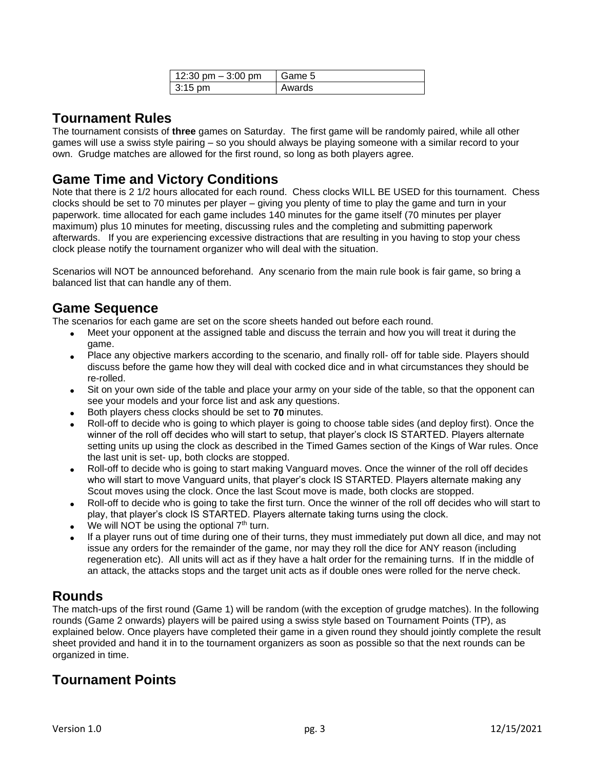| 12:30 pm – 3:00 pm | Game 5 |
|---|---|
| 3:15 pm | Awards |

## Tournament Rules

The tournament consists of **three** games on Saturday. The first game will be randomly paired, while all other games will use a swiss style pairing – so you should always be playing someone with a similar record to your own. Grudge matches are allowed for the first round, so long as both players agree.

## Game Time and Victory Conditions

Note that there is 2 1/2 hours allocated for each round. Chess clocks WILL BE USED for this tournament. Chess clocks should be set to 70 minutes per player – giving you plenty of time to play the game and turn in your paperwork. time allocated for each game includes 140 minutes for the game itself (70 minutes per player maximum) plus 10 minutes for meeting, discussing rules and the completing and submitting paperwork afterwards. If you are experiencing excessive distractions that are resulting in you having to stop your chess clock please notify the tournament organizer who will deal with the situation.

Scenarios will NOT be announced beforehand. Any scenario from the main rule book is fair game, so bring a balanced list that can handle any of them.

## Game Sequence

The scenarios for each game are set on the score sheets handed out before each round.

- Meet your opponent at the assigned table and discuss the terrain and how you will treat it during the game.
- Place any objective markers according to the scenario, and finally roll- off for table side. Players should discuss before the game how they will deal with cocked dice and in what circumstances they should be re-rolled.
- Sit on your own side of the table and place your army on your side of the table, so that the opponent can see your models and your force list and ask any questions.
- Both players chess clocks should be set to **70** minutes.
- Roll-off to decide who is going to which player is going to choose table sides (and deploy first). Once the winner of the roll off decides who will start to setup, that player's clock IS STARTED. Players alternate setting units up using the clock as described in the Timed Games section of the Kings of War rules. Once the last unit is set- up, both clocks are stopped.
- Roll-off to decide who is going to start making Vanguard moves. Once the winner of the roll off decides who will start to move Vanguard units, that player's clock IS STARTED. Players alternate making any Scout moves using the clock. Once the last Scout move is made, both clocks are stopped.
- Roll-off to decide who is going to take the first turn. Once the winner of the roll off decides who will start to play, that player's clock IS STARTED. Players alternate taking turns using the clock.
- We will NOT be using the optional 7th turn.
- If a player runs out of time during one of their turns, they must immediately put down all dice, and may not issue any orders for the remainder of the game, nor may they roll the dice for ANY reason (including regeneration etc). All units will act as if they have a halt order for the remaining turns. If in the middle of an attack, the attacks stops and the target unit acts as if double ones were rolled for the nerve check.

## Rounds

The match-ups of the first round (Game 1) will be random (with the exception of grudge matches). In the following rounds (Game 2 onwards) players will be paired using a swiss style based on Tournament Points (TP), as explained below. Once players have completed their game in a given round they should jointly complete the result sheet provided and hand it in to the tournament organizers as soon as possible so that the next rounds can be organized in time.

## Tournament Points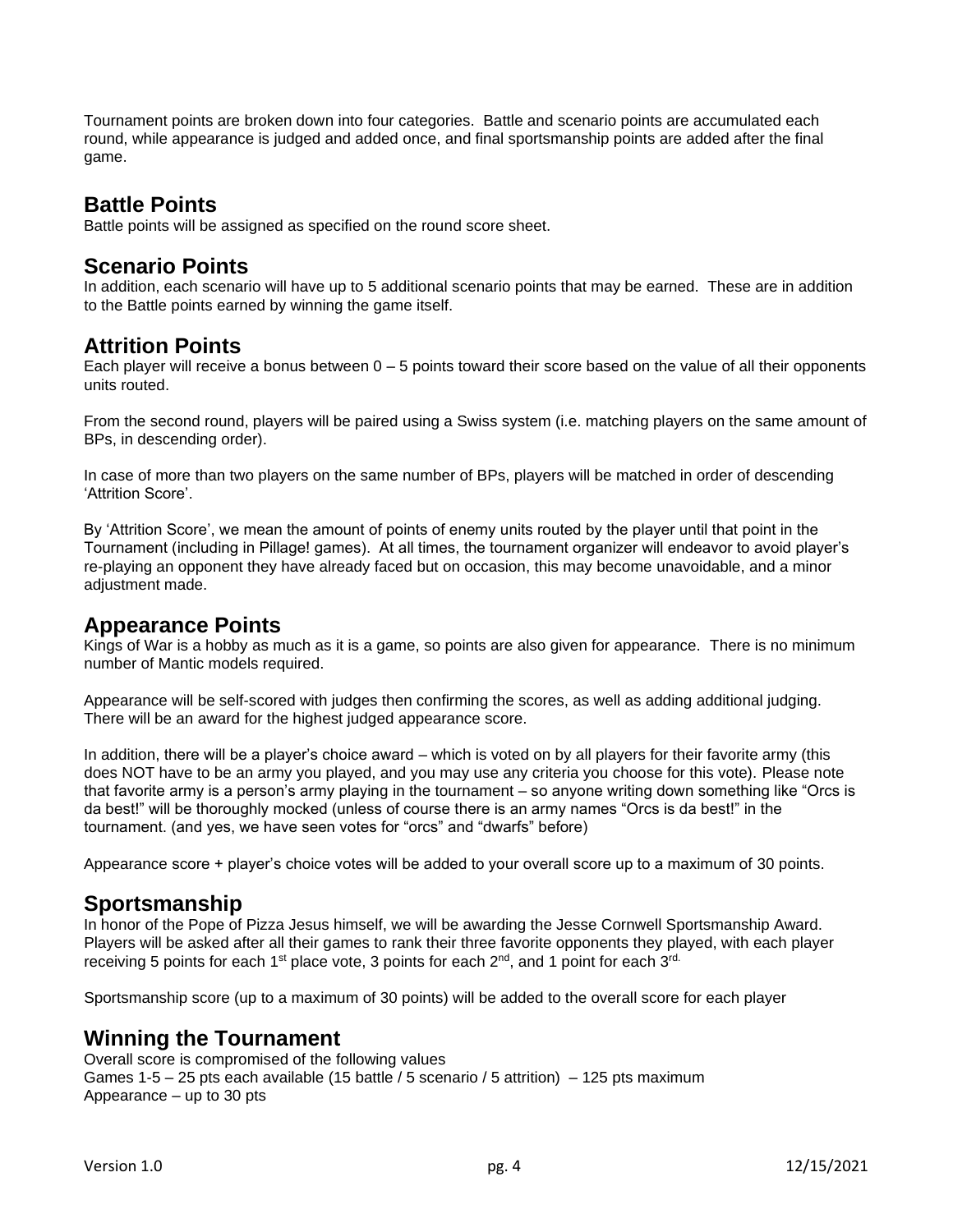Tournament points are broken down into four categories. Battle and scenario points are accumulated each round, while appearance is judged and added once, and final sportsmanship points are added after the final game.

## Battle Points

Battle points will be assigned as specified on the round score sheet.

## Scenario Points

In addition, each scenario will have up to 5 additional scenario points that may be earned. These are in addition to the Battle points earned by winning the game itself.

## Attrition Points

Each player will receive a bonus between 0 – 5 points toward their score based on the value of all their opponents units routed.

From the second round, players will be paired using a Swiss system (i.e. matching players on the same amount of BPs, in descending order).

In case of more than two players on the same number of BPs, players will be matched in order of descending 'Attrition Score'.

By 'Attrition Score', we mean the amount of points of enemy units routed by the player until that point in the Tournament (including in Pillage! games). At all times, the tournament organizer will endeavor to avoid player's re-playing an opponent they have already faced but on occasion, this may become unavoidable, and a minor adjustment made.

## Appearance Points

Kings of War is a hobby as much as it is a game, so points are also given for appearance. There is no minimum number of Mantic models required.

Appearance will be self-scored with judges then confirming the scores, as well as adding additional judging. There will be an award for the highest judged appearance score.

In addition, there will be a player's choice award – which is voted on by all players for their favorite army (this does NOT have to be an army you played, and you may use any criteria you choose for this vote). Please note that favorite army is a person's army playing in the tournament – so anyone writing down something like "Orcs is da best!" will be thoroughly mocked (unless of course there is an army names "Orcs is da best!" in the tournament. (and yes, we have seen votes for "orcs" and "dwarfs" before)

Appearance score + player's choice votes will be added to your overall score up to a maximum of 30 points.

## Sportsmanship

In honor of the Pope of Pizza Jesus himself, we will be awarding the Jesse Cornwell Sportsmanship Award. Players will be asked after all their games to rank their three favorite opponents they played, with each player receiving 5 points for each 1st place vote, 3 points for each 2nd, and 1 point for each 3rd.

Sportsmanship score (up to a maximum of 30 points) will be added to the overall score for each player

## Winning the Tournament

Overall score is compromised of the following values
Games 1-5 – 25 pts each available (15 battle / 5 scenario / 5 attrition) – 125 pts maximum
Appearance – up to 30 pts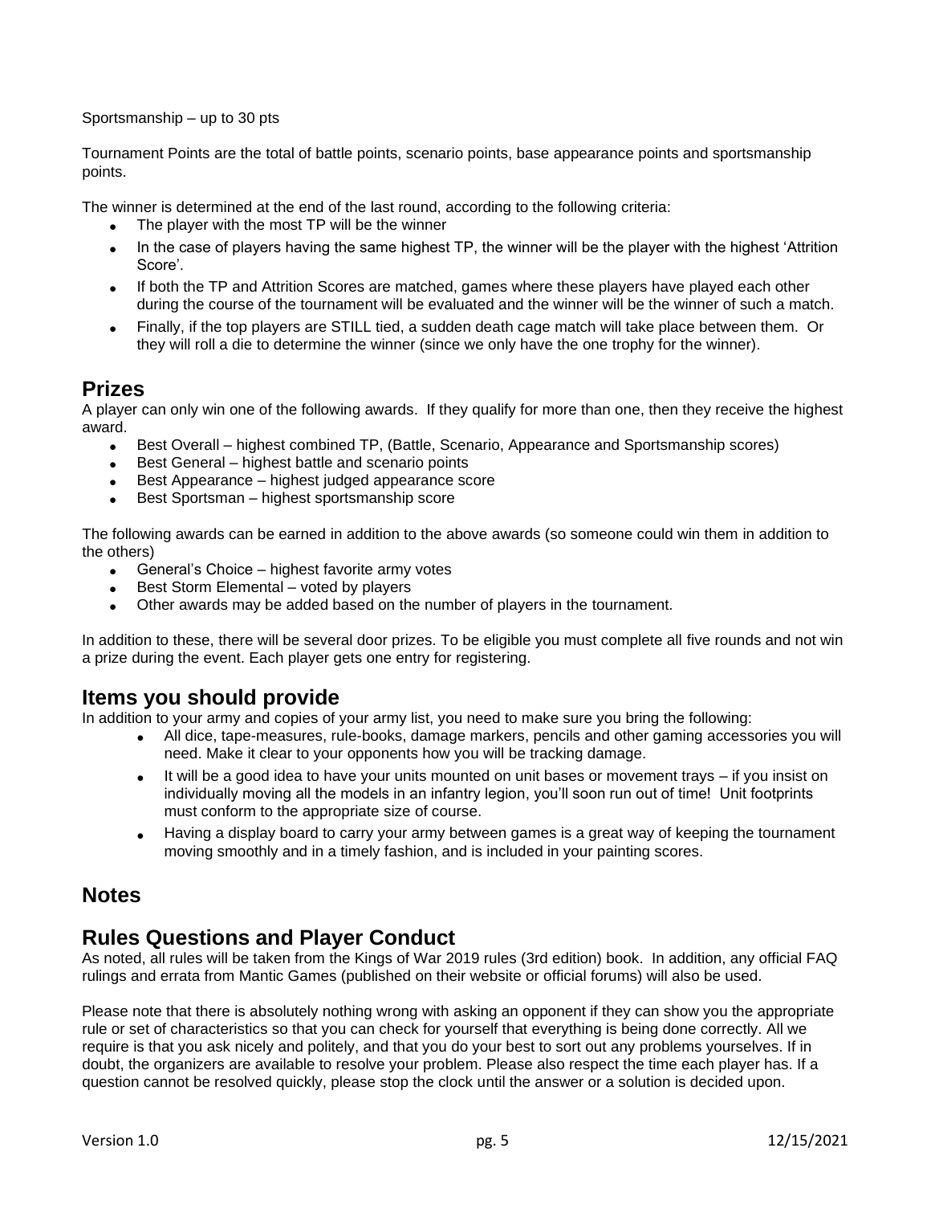Sportsmanship – up to 30 pts

Tournament Points are the total of battle points, scenario points, base appearance points and sportsmanship points.

The winner is determined at the end of the last round, according to the following criteria:

- The player with the most TP will be the winner
- In the case of players having the same highest TP, the winner will be the player with the highest 'Attrition Score'.
- If both the TP and Attrition Scores are matched, games where these players have played each other during the course of the tournament will be evaluated and the winner will be the winner of such a match.
- Finally, if the top players are STILL tied, a sudden death cage match will take place between them. Or they will roll a die to determine the winner (since we only have the one trophy for the winner).

## Prizes

A player can only win one of the following awards. If they qualify for more than one, then they receive the highest award.

- Best Overall – highest combined TP, (Battle, Scenario, Appearance and Sportsmanship scores)
- Best General – highest battle and scenario points
- Best Appearance – highest judged appearance score
- Best Sportsman – highest sportsmanship score

The following awards can be earned in addition to the above awards (so someone could win them in addition to the others)

- General's Choice – highest favorite army votes
- Best Storm Elemental – voted by players
- Other awards may be added based on the number of players in the tournament.

In addition to these, there will be several door prizes. To be eligible you must complete all five rounds and not win a prize during the event. Each player gets one entry for registering.

## Items you should provide

In addition to your army and copies of your army list, you need to make sure you bring the following:

- All dice, tape-measures, rule-books, damage markers, pencils and other gaming accessories you will need. Make it clear to your opponents how you will be tracking damage.
- It will be a good idea to have your units mounted on unit bases or movement trays – if you insist on individually moving all the models in an infantry legion, you'll soon run out of time! Unit footprints must conform to the appropriate size of course.
- Having a display board to carry your army between games is a great way of keeping the tournament moving smoothly and in a timely fashion, and is included in your painting scores.

## Notes

## Rules Questions and Player Conduct

As noted, all rules will be taken from the Kings of War 2019 rules (3rd edition) book. In addition, any official FAQ rulings and errata from Mantic Games (published on their website or official forums) will also be used.

Please note that there is absolutely nothing wrong with asking an opponent if they can show you the appropriate rule or set of characteristics so that you can check for yourself that everything is being done correctly. All we require is that you ask nicely and politely, and that you do your best to sort out any problems yourselves. If in doubt, the organizers are available to resolve your problem. Please also respect the time each player has. If a question cannot be resolved quickly, please stop the clock until the answer or a solution is decided upon.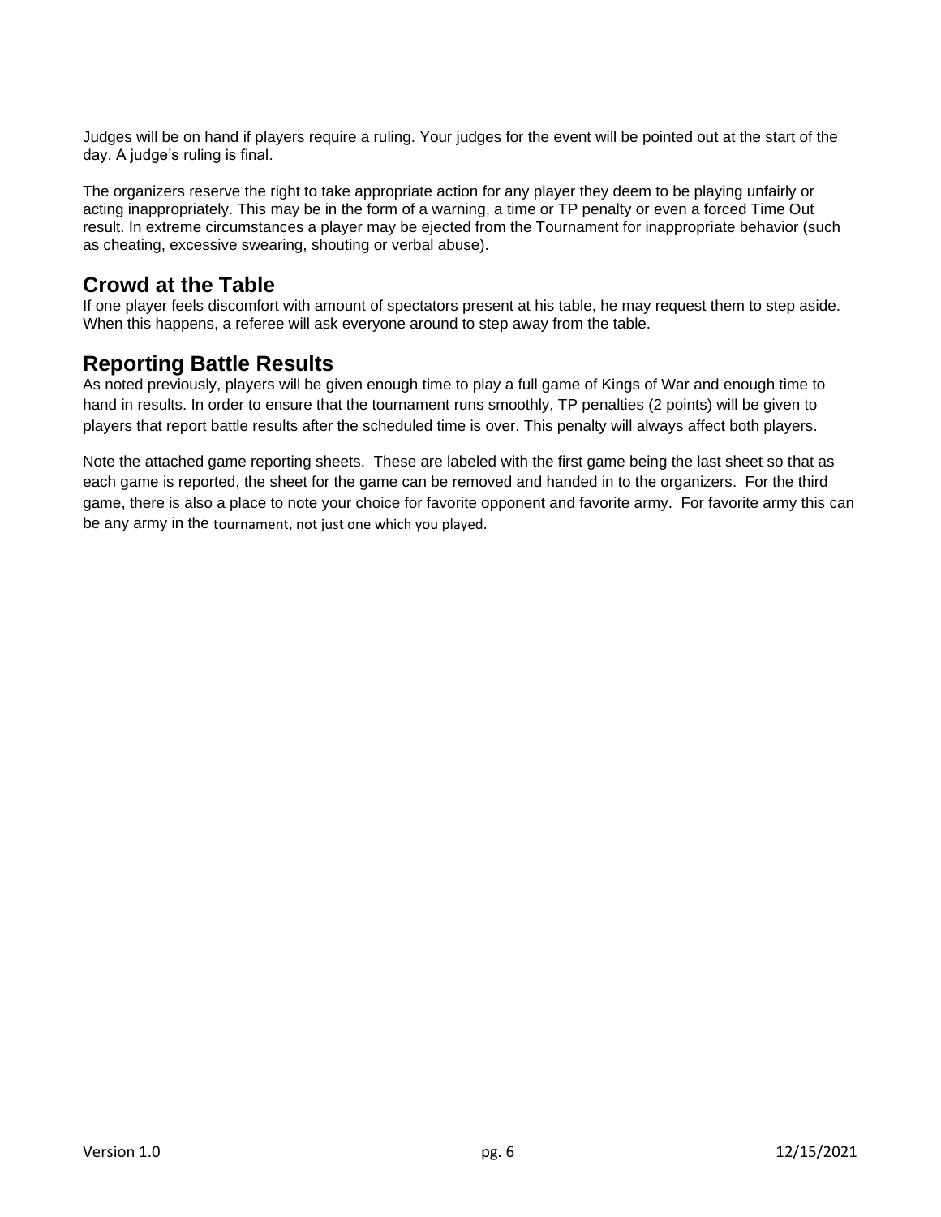Judges will be on hand if players require a ruling. Your judges for the event will be pointed out at the start of the day. A judge's ruling is final.

The organizers reserve the right to take appropriate action for any player they deem to be playing unfairly or acting inappropriately. This may be in the form of a warning, a time or TP penalty or even a forced Time Out result. In extreme circumstances a player may be ejected from the Tournament for inappropriate behavior (such as cheating, excessive swearing, shouting or verbal abuse).

## Crowd at the Table

If one player feels discomfort with amount of spectators present at his table, he may request them to step aside. When this happens, a referee will ask everyone around to step away from the table.

## Reporting Battle Results

As noted previously, players will be given enough time to play a full game of Kings of War and enough time to hand in results. In order to ensure that the tournament runs smoothly, TP penalties (2 points) will be given to players that report battle results after the scheduled time is over. This penalty will always affect both players.

Note the attached game reporting sheets. These are labeled with the first game being the last sheet so that as each game is reported, the sheet for the game can be removed and handed in to the organizers. For the third game, there is also a place to note your choice for favorite opponent and favorite army. For favorite army this can be any army in the tournament, not just one which you played.